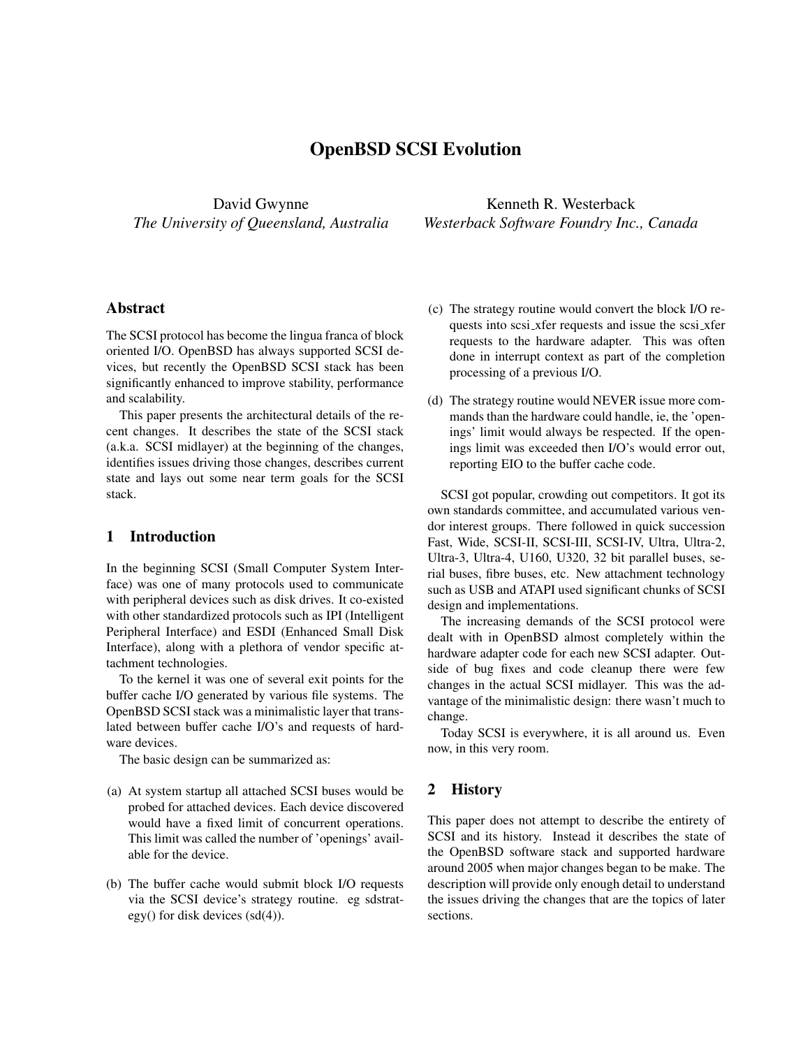# OpenBSD SCSI Evolution

David Gwynne
*The University of Queensland, Australia*

Kenneth R. Westerback
*Westerback Software Foundry Inc., Canada*

## Abstract

The SCSI protocol has become the lingua franca of block oriented I/O. OpenBSD has always supported SCSI devices, but recently the OpenBSD SCSI stack has been significantly enhanced to improve stability, performance and scalability.

This paper presents the architectural details of the recent changes. It describes the state of the SCSI stack (a.k.a. SCSI midlayer) at the beginning of the changes, identifies issues driving those changes, describes current state and lays out some near term goals for the SCSI stack.

## 1 Introduction

In the beginning SCSI (Small Computer System Interface) was one of many protocols used to communicate with peripheral devices such as disk drives. It co-existed with other standardized protocols such as IPI (Intelligent Peripheral Interface) and ESDI (Enhanced Small Disk Interface), along with a plethora of vendor specific attachment technologies.

To the kernel it was one of several exit points for the buffer cache I/O generated by various file systems. The OpenBSD SCSI stack was a minimalistic layer that translated between buffer cache I/O's and requests of hardware devices.

The basic design can be summarized as:

(a) At system startup all attached SCSI buses would be probed for attached devices. Each device discovered would have a fixed limit of concurrent operations. This limit was called the number of 'openings' available for the device.

(b) The buffer cache would submit block I/O requests via the SCSI device's strategy routine. eg sdstrategy() for disk devices (sd(4)).

(c) The strategy routine would convert the block I/O requests into scsi_xfer requests and issue the scsi_xfer requests to the hardware adapter. This was often done in interrupt context as part of the completion processing of a previous I/O.

(d) The strategy routine would NEVER issue more commands than the hardware could handle, ie, the 'openings' limit would always be respected. If the openings limit was exceeded then I/O's would error out, reporting EIO to the buffer cache code.

SCSI got popular, crowding out competitors. It got its own standards committee, and accumulated various vendor interest groups. There followed in quick succession Fast, Wide, SCSI-II, SCSI-III, SCSI-IV, Ultra, Ultra-2, Ultra-3, Ultra-4, U160, U320, 32 bit parallel buses, serial buses, fibre buses, etc. New attachment technology such as USB and ATAPI used significant chunks of SCSI design and implementations.

The increasing demands of the SCSI protocol were dealt with in OpenBSD almost completely within the hardware adapter code for each new SCSI adapter. Outside of bug fixes and code cleanup there were few changes in the actual SCSI midlayer. This was the advantage of the minimalistic design: there wasn't much to change.

Today SCSI is everywhere, it is all around us. Even now, in this very room.

## 2 History

This paper does not attempt to describe the entirety of SCSI and its history. Instead it describes the state of the OpenBSD software stack and supported hardware around 2005 when major changes began to be make. The description will provide only enough detail to understand the issues driving the changes that are the topics of later sections.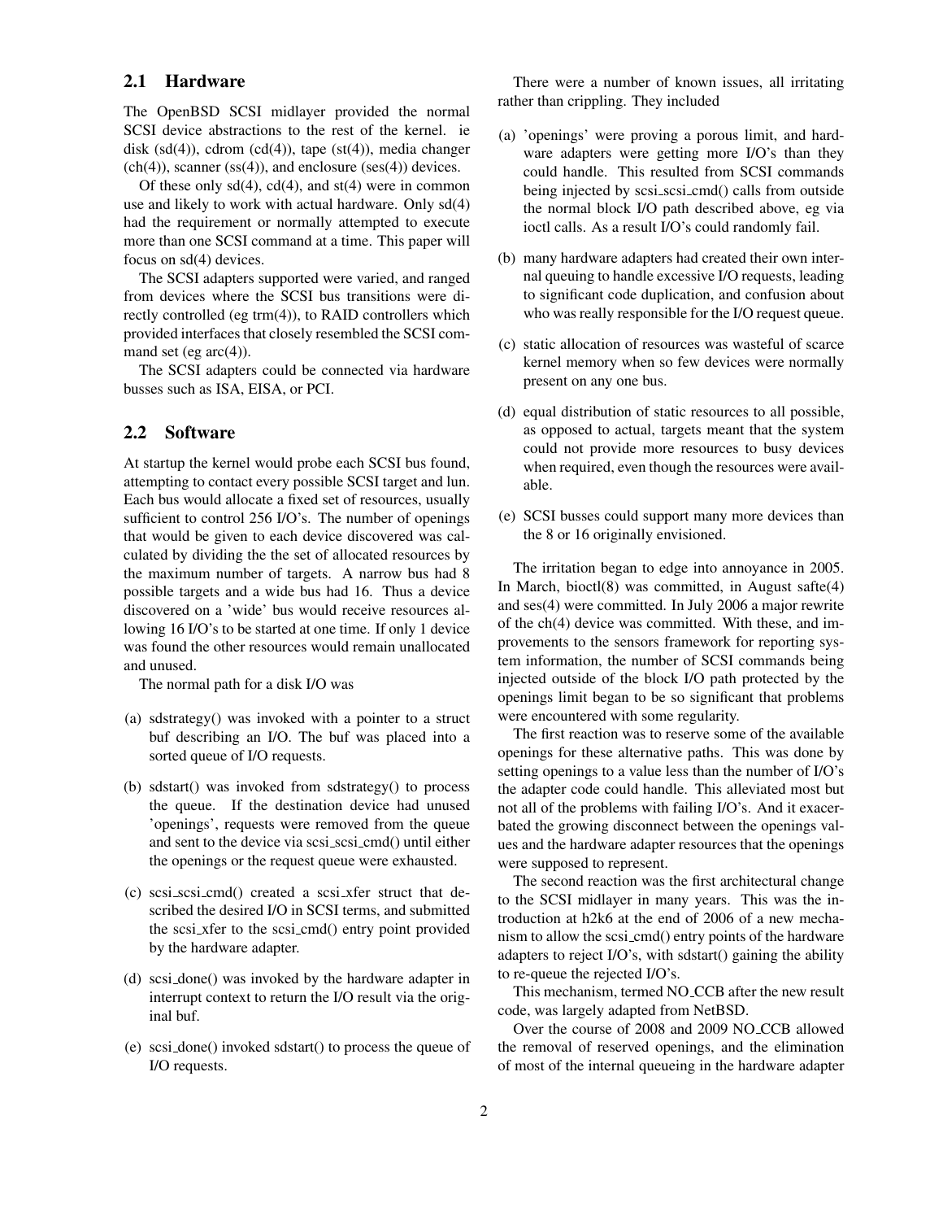## 2.1 Hardware

The OpenBSD SCSI midlayer provided the normal SCSI device abstractions to the rest of the kernel. ie disk (sd(4)), cdrom (cd(4)), tape (st(4)), media changer (ch(4)), scanner (ss(4)), and enclosure (ses(4)) devices.

Of these only sd(4), cd(4), and st(4) were in common use and likely to work with actual hardware. Only sd(4) had the requirement or normally attempted to execute more than one SCSI command at a time. This paper will focus on sd(4) devices.

The SCSI adapters supported were varied, and ranged from devices where the SCSI bus transitions were directly controlled (eg trm(4)), to RAID controllers which provided interfaces that closely resembled the SCSI command set (eg arc(4)).

The SCSI adapters could be connected via hardware busses such as ISA, EISA, or PCI.

## 2.2 Software

At startup the kernel would probe each SCSI bus found, attempting to contact every possible SCSI target and lun. Each bus would allocate a fixed set of resources, usually sufficient to control 256 I/O's. The number of openings that would be given to each device discovered was calculated by dividing the the set of allocated resources by the maximum number of targets. A narrow bus had 8 possible targets and a wide bus had 16. Thus a device discovered on a 'wide' bus would receive resources allowing 16 I/O's to be started at one time. If only 1 device was found the other resources would remain unallocated and unused.

The normal path for a disk I/O was

(a) sdstrategy() was invoked with a pointer to a struct buf describing an I/O. The buf was placed into a sorted queue of I/O requests.

(b) sdstart() was invoked from sdstrategy() to process the queue. If the destination device had unused 'openings', requests were removed from the queue and sent to the device via scsi_scsi_cmd() until either the openings or the request queue were exhausted.

(c) scsi_scsi_cmd() created a scsi_xfer struct that described the desired I/O in SCSI terms, and submitted the scsi_xfer to the scsi_cmd() entry point provided by the hardware adapter.

(d) scsi_done() was invoked by the hardware adapter in interrupt context to return the I/O result via the original buf.

(e) scsi_done() invoked sdstart() to process the queue of I/O requests.

There were a number of known issues, all irritating rather than crippling. They included

(a) 'openings' were proving a porous limit, and hardware adapters were getting more I/O's than they could handle. This resulted from SCSI commands being injected by scsi_scsi_cmd() calls from outside the normal block I/O path described above, eg via ioctl calls. As a result I/O's could randomly fail.

(b) many hardware adapters had created their own internal queuing to handle excessive I/O requests, leading to significant code duplication, and confusion about who was really responsible for the I/O request queue.

(c) static allocation of resources was wasteful of scarce kernel memory when so few devices were normally present on any one bus.

(d) equal distribution of static resources to all possible, as opposed to actual, targets meant that the system could not provide more resources to busy devices when required, even though the resources were available.

(e) SCSI busses could support many more devices than the 8 or 16 originally envisioned.

The irritation began to edge into annoyance in 2005. In March, bioctl(8) was committed, in August safte(4) and ses(4) were committed. In July 2006 a major rewrite of the ch(4) device was committed. With these, and improvements to the sensors framework for reporting system information, the number of SCSI commands being injected outside of the block I/O path protected by the openings limit began to be so significant that problems were encountered with some regularity.

The first reaction was to reserve some of the available openings for these alternative paths. This was done by setting openings to a value less than the number of I/O's the adapter code could handle. This alleviated most but not all of the problems with failing I/O's. And it exacerbated the growing disconnect between the openings values and the hardware adapter resources that the openings were supposed to represent.

The second reaction was the first architectural change to the SCSI midlayer in many years. This was the introduction at h2k6 at the end of 2006 of a new mechanism to allow the scsi_cmd() entry points of the hardware adapters to reject I/O's, with sdstart() gaining the ability to re-queue the rejected I/O's.

This mechanism, termed NO_CCB after the new result code, was largely adapted from NetBSD.

Over the course of 2008 and 2009 NO_CCB allowed the removal of reserved openings, and the elimination of most of the internal queueing in the hardware adapter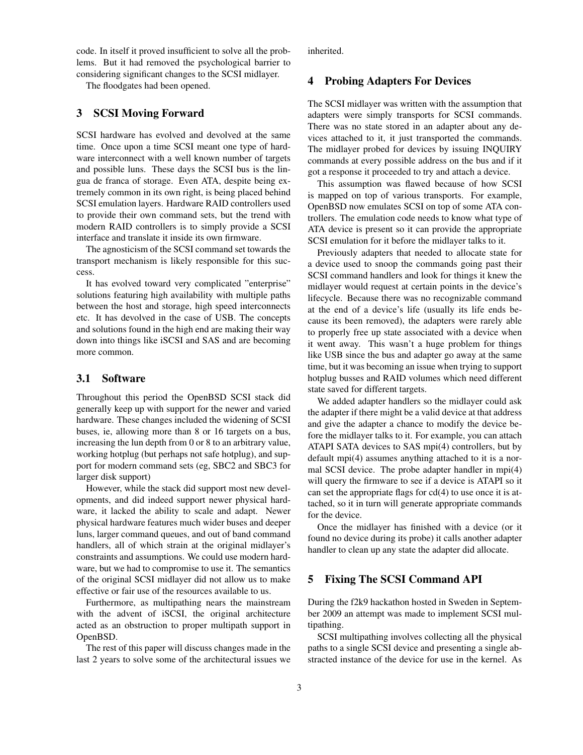code. In itself it proved insufficient to solve all the problems. But it had removed the psychological barrier to considering significant changes to the SCSI midlayer.

The floodgates had been opened.

## 3 SCSI Moving Forward

SCSI hardware has evolved and devolved at the same time. Once upon a time SCSI meant one type of hardware interconnect with a well known number of targets and possible luns. These days the SCSI bus is the lingua de franca of storage. Even ATA, despite being extremely common in its own right, is being placed behind SCSI emulation layers. Hardware RAID controllers used to provide their own command sets, but the trend with modern RAID controllers is to simply provide a SCSI interface and translate it inside its own firmware.

The agnosticism of the SCSI command set towards the transport mechanism is likely responsible for this success.

It has evolved toward very complicated "enterprise" solutions featuring high availability with multiple paths between the host and storage, high speed interconnects etc. It has devolved in the case of USB. The concepts and solutions found in the high end are making their way down into things like iSCSI and SAS and are becoming more common.

### 3.1 Software

Throughout this period the OpenBSD SCSI stack did generally keep up with support for the newer and varied hardware. These changes included the widening of SCSI buses, ie, allowing more than 8 or 16 targets on a bus, increasing the lun depth from 0 or 8 to an arbitrary value, working hotplug (but perhaps not safe hotplug), and support for modern command sets (eg, SBC2 and SBC3 for larger disk support)

However, while the stack did support most new developments, and did indeed support newer physical hardware, it lacked the ability to scale and adapt. Newer physical hardware features much wider buses and deeper luns, larger command queues, and out of band command handlers, all of which strain at the original midlayer's constraints and assumptions. We could use modern hardware, but we had to compromise to use it. The semantics of the original SCSI midlayer did not allow us to make effective or fair use of the resources available to us.

Furthermore, as multipathing nears the mainstream with the advent of iSCSI, the original architecture acted as an obstruction to proper multipath support in OpenBSD.

The rest of this paper will discuss changes made in the last 2 years to solve some of the architectural issues we inherited.

## 4 Probing Adapters For Devices

The SCSI midlayer was written with the assumption that adapters were simply transports for SCSI commands. There was no state stored in an adapter about any devices attached to it, it just transported the commands. The midlayer probed for devices by issuing INQUIRY commands at every possible address on the bus and if it got a response it proceeded to try and attach a device.

This assumption was flawed because of how SCSI is mapped on top of various transports. For example, OpenBSD now emulates SCSI on top of some ATA controllers. The emulation code needs to know what type of ATA device is present so it can provide the appropriate SCSI emulation for it before the midlayer talks to it.

Previously adapters that needed to allocate state for a device used to snoop the commands going past their SCSI command handlers and look for things it knew the midlayer would request at certain points in the device's lifecycle. Because there was no recognizable command at the end of a device's life (usually its life ends because its been removed), the adapters were rarely able to properly free up state associated with a device when it went away. This wasn't a huge problem for things like USB since the bus and adapter go away at the same time, but it was becoming an issue when trying to support hotplug busses and RAID volumes which need different state saved for different targets.

We added adapter handlers so the midlayer could ask the adapter if there might be a valid device at that address and give the adapter a chance to modify the device before the midlayer talks to it. For example, you can attach ATAPI SATA devices to SAS mpi(4) controllers, but by default mpi(4) assumes anything attached to it is a normal SCSI device. The probe adapter handler in mpi(4) will query the firmware to see if a device is ATAPI so it can set the appropriate flags for cd(4) to use once it is attached, so it in turn will generate appropriate commands for the device.

Once the midlayer has finished with a device (or it found no device during its probe) it calls another adapter handler to clean up any state the adapter did allocate.

## 5 Fixing The SCSI Command API

During the f2k9 hackathon hosted in Sweden in September 2009 an attempt was made to implement SCSI multipathing.

SCSI multipathing involves collecting all the physical paths to a single SCSI device and presenting a single abstracted instance of the device for use in the kernel. As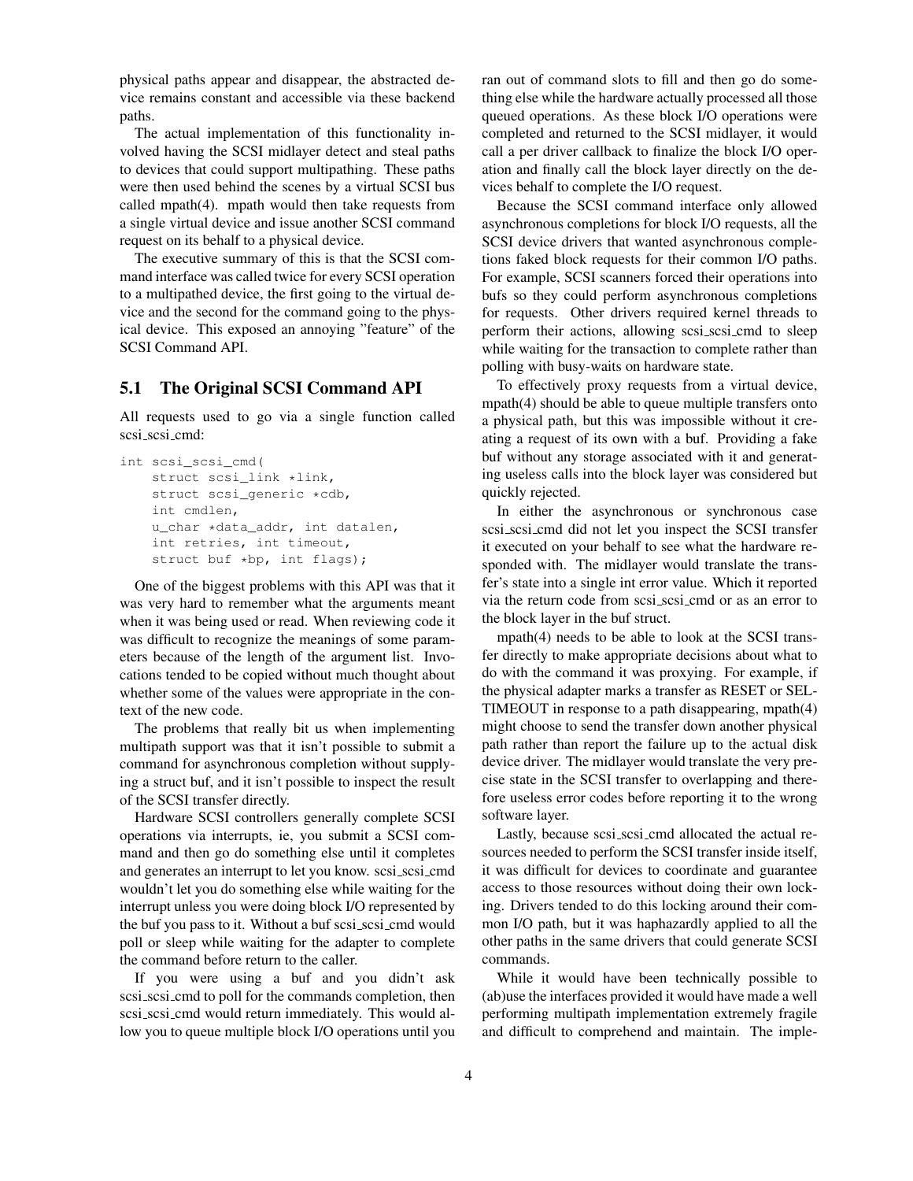physical paths appear and disappear, the abstracted device remains constant and accessible via these backend paths.

The actual implementation of this functionality involved having the SCSI midlayer detect and steal paths to devices that could support multipathing. These paths were then used behind the scenes by a virtual SCSI bus called mpath(4). mpath would then take requests from a single virtual device and issue another SCSI command request on its behalf to a physical device.

The executive summary of this is that the SCSI command interface was called twice for every SCSI operation to a multipathed device, the first going to the virtual device and the second for the command going to the physical device. This exposed an annoying "feature" of the SCSI Command API.

## 5.1 The Original SCSI Command API

All requests used to go via a single function called scsi_scsi_cmd:

```
int scsi_scsi_cmd(
    struct scsi_link *link,
    struct scsi_generic *cdb,
    int cmdlen,
    u_char *data_addr, int datalen,
    int retries, int timeout,
    struct buf *bp, int flags);
```

One of the biggest problems with this API was that it was very hard to remember what the arguments meant when it was being used or read. When reviewing code it was difficult to recognize the meanings of some parameters because of the length of the argument list. Invocations tended to be copied without much thought about whether some of the values were appropriate in the context of the new code.

The problems that really bit us when implementing multipath support was that it isn't possible to submit a command for asynchronous completion without supplying a struct buf, and it isn't possible to inspect the result of the SCSI transfer directly.

Hardware SCSI controllers generally complete SCSI operations via interrupts, ie, you submit a SCSI command and then go do something else until it completes and generates an interrupt to let you know. scsi_scsi_cmd wouldn't let you do something else while waiting for the interrupt unless you were doing block I/O represented by the buf you pass to it. Without a buf scsi_scsi_cmd would poll or sleep while waiting for the adapter to complete the command before return to the caller.

If you were using a buf and you didn't ask scsi_scsi_cmd to poll for the commands completion, then scsi_scsi_cmd would return immediately. This would allow you to queue multiple block I/O operations until you ran out of command slots to fill and then go do something else while the hardware actually processed all those queued operations. As these block I/O operations were completed and returned to the SCSI midlayer, it would call a per driver callback to finalize the block I/O operation and finally call the block layer directly on the devices behalf to complete the I/O request.

Because the SCSI command interface only allowed asynchronous completions for block I/O requests, all the SCSI device drivers that wanted asynchronous completions faked block requests for their common I/O paths. For example, SCSI scanners forced their operations into bufs so they could perform asynchronous completions for requests. Other drivers required kernel threads to perform their actions, allowing scsi_scsi_cmd to sleep while waiting for the transaction to complete rather than polling with busy-waits on hardware state.

To effectively proxy requests from a virtual device, mpath(4) should be able to queue multiple transfers onto a physical path, but this was impossible without it creating a request of its own with a buf. Providing a fake buf without any storage associated with it and generating useless calls into the block layer was considered but quickly rejected.

In either the asynchronous or synchronous case scsi_scsi_cmd did not let you inspect the SCSI transfer it executed on your behalf to see what the hardware responded with. The midlayer would translate the transfer's state into a single int error value. Which it reported via the return code from scsi_scsi_cmd or as an error to the block layer in the buf struct.

mpath(4) needs to be able to look at the SCSI transfer directly to make appropriate decisions about what to do with the command it was proxying. For example, if the physical adapter marks a transfer as RESET or SELTIMEOUT in response to a path disappearing, mpath(4) might choose to send the transfer down another physical path rather than report the failure up to the actual disk device driver. The midlayer would translate the very precise state in the SCSI transfer to overlapping and therefore useless error codes before reporting it to the wrong software layer.

Lastly, because scsi_scsi_cmd allocated the actual resources needed to perform the SCSI transfer inside itself, it was difficult for devices to coordinate and guarantee access to those resources without doing their own locking. Drivers tended to do this locking around their common I/O path, but it was haphazardly applied to all the other paths in the same drivers that could generate SCSI commands.

While it would have been technically possible to (ab)use the interfaces provided it would have made a well performing multipath implementation extremely fragile and difficult to comprehend and maintain. The imple-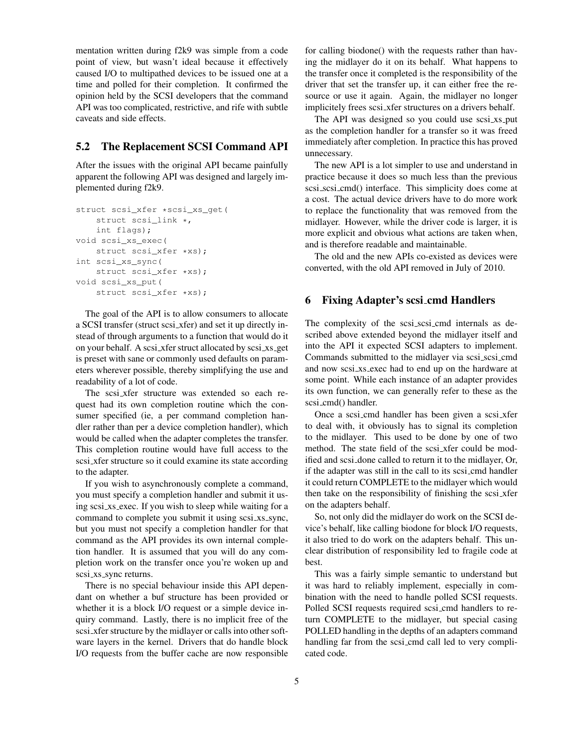mentation written during f2k9 was simple from a code point of view, but wasn't ideal because it effectively caused I/O to multipathed devices to be issued one at a time and polled for their completion. It confirmed the opinion held by the SCSI developers that the command API was too complicated, restrictive, and rife with subtle caveats and side effects.

## 5.2 The Replacement SCSI Command API

After the issues with the original API became painfully apparent the following API was designed and largely implemented during f2k9.

```
struct scsi_xfer *scsi_xs_get(
    struct scsi_link *,
    int flags);
void scsi_xs_exec(
    struct scsi_xfer *xs);
int scsi_xs_sync(
    struct scsi_xfer *xs);
void scsi_xs_put(
    struct scsi_xfer *xs);
```

The goal of the API is to allow consumers to allocate a SCSI transfer (struct scsi_xfer) and set it up directly instead of through arguments to a function that would do it on your behalf. A scsi_xfer struct allocated by scsi_xs_get is preset with sane or commonly used defaults on parameters wherever possible, thereby simplifying the use and readability of a lot of code.

The scsi_xfer structure was extended so each request had its own completion routine which the consumer specified (ie, a per command completion handler rather than per a device completion handler), which would be called when the adapter completes the transfer. This completion routine would have full access to the scsi_xfer structure so it could examine its state according to the adapter.

If you wish to asynchronously complete a command, you must specify a completion handler and submit it using scsi_xs_exec. If you wish to sleep while waiting for a command to complete you submit it using scsi_xs_sync, but you must not specify a completion handler for that command as the API provides its own internal completion handler. It is assumed that you will do any completion work on the transfer once you're woken up and scsi_xs_sync returns.

There is no special behaviour inside this API dependant on whether a buf structure has been provided or whether it is a block I/O request or a simple device inquiry command. Lastly, there is no implicit free of the scsi_xfer structure by the midlayer or calls into other software layers in the kernel. Drivers that do handle block I/O requests from the buffer cache are now responsible for calling biodone() with the requests rather than having the midlayer do it on its behalf. What happens to the transfer once it completed is the responsibility of the driver that set the transfer up, it can either free the resource or use it again. Again, the midlayer no longer implicitely frees scsi_xfer structures on a drivers behalf.

The API was designed so you could use scsi_xs_put as the completion handler for a transfer so it was freed immediately after completion. In practice this has proved unnecessary.

The new API is a lot simpler to use and understand in practice because it does so much less than the previous scsi_scsi_cmd() interface. This simplicity does come at a cost. The actual device drivers have to do more work to replace the functionality that was removed from the midlayer. However, while the driver code is larger, it is more explicit and obvious what actions are taken when, and is therefore readable and maintainable.

The old and the new APIs co-existed as devices were converted, with the old API removed in July of 2010.

# 6 Fixing Adapter's scsi_cmd Handlers

The complexity of the scsi_scsi_cmd internals as described above extended beyond the midlayer itself and into the API it expected SCSI adapters to implement. Commands submitted to the midlayer via scsi_scsi_cmd and now scsi_xs_exec had to end up on the hardware at some point. While each instance of an adapter provides its own function, we can generally refer to these as the scsi_cmd() handler.

Once a scsi_cmd handler has been given a scsi_xfer to deal with, it obviously has to signal its completion to the midlayer. This used to be done by one of two method. The state field of the scsi_xfer could be modified and scsi_done called to return it to the midlayer, Or, if the adapter was still in the call to its scsi_cmd handler it could return COMPLETE to the midlayer which would then take on the responsibility of finishing the scsi_xfer on the adapters behalf.

So, not only did the midlayer do work on the SCSI device's behalf, like calling biodone for block I/O requests, it also tried to do work on the adapters behalf. This unclear distribution of responsibility led to fragile code at best.

This was a fairly simple semantic to understand but it was hard to reliably implement, especially in combination with the need to handle polled SCSI requests. Polled SCSI requests required scsi_cmd handlers to return COMPLETE to the midlayer, but special casing POLLED handling in the depths of an adapters command handling far from the scsi_cmd call led to very complicated code.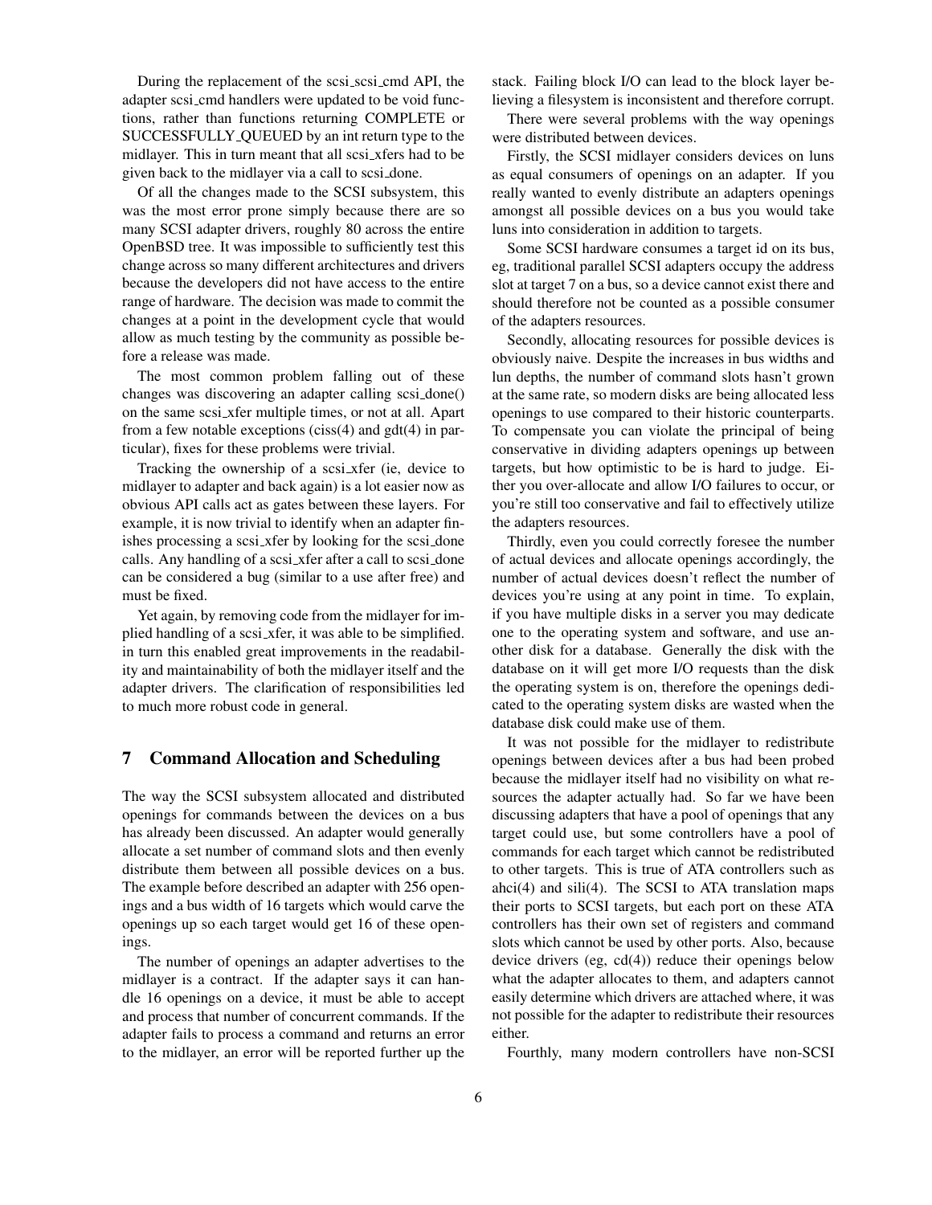During the replacement of the scsi_scsi_cmd API, the adapter scsi_cmd handlers were updated to be void functions, rather than functions returning COMPLETE or SUCCESSFULLY_QUEUED by an int return type to the midlayer. This in turn meant that all scsi_xfers had to be given back to the midlayer via a call to scsi_done.

Of all the changes made to the SCSI subsystem, this was the most error prone simply because there are so many SCSI adapter drivers, roughly 80 across the entire OpenBSD tree. It was impossible to sufficiently test this change across so many different architectures and drivers because the developers did not have access to the entire range of hardware. The decision was made to commit the changes at a point in the development cycle that would allow as much testing by the community as possible before a release was made.

The most common problem falling out of these changes was discovering an adapter calling scsi_done() on the same scsi_xfer multiple times, or not at all. Apart from a few notable exceptions (ciss(4) and gdt(4) in particular), fixes for these problems were trivial.

Tracking the ownership of a scsi_xfer (ie, device to midlayer to adapter and back again) is a lot easier now as obvious API calls act as gates between these layers. For example, it is now trivial to identify when an adapter finishes processing a scsi_xfer by looking for the scsi_done calls. Any handling of a scsi_xfer after a call to scsi_done can be considered a bug (similar to a use after free) and must be fixed.

Yet again, by removing code from the midlayer for implied handling of a scsi_xfer, it was able to be simplified. in turn this enabled great improvements in the readability and maintainability of both the midlayer itself and the adapter drivers. The clarification of responsibilities led to much more robust code in general.

## 7 Command Allocation and Scheduling

The way the SCSI subsystem allocated and distributed openings for commands between the devices on a bus has already been discussed. An adapter would generally allocate a set number of command slots and then evenly distribute them between all possible devices on a bus. The example before described an adapter with 256 openings and a bus width of 16 targets which would carve the openings up so each target would get 16 of these openings.

The number of openings an adapter advertises to the midlayer is a contract. If the adapter says it can handle 16 openings on a device, it must be able to accept and process that number of concurrent commands. If the adapter fails to process a command and returns an error to the midlayer, an error will be reported further up the stack. Failing block I/O can lead to the block layer believing a filesystem is inconsistent and therefore corrupt.

There were several problems with the way openings were distributed between devices.

Firstly, the SCSI midlayer considers devices on luns as equal consumers of openings on an adapter. If you really wanted to evenly distribute an adapters openings amongst all possible devices on a bus you would take luns into consideration in addition to targets.

Some SCSI hardware consumes a target id on its bus, eg, traditional parallel SCSI adapters occupy the address slot at target 7 on a bus, so a device cannot exist there and should therefore not be counted as a possible consumer of the adapters resources.

Secondly, allocating resources for possible devices is obviously naive. Despite the increases in bus widths and lun depths, the number of command slots hasn't grown at the same rate, so modern disks are being allocated less openings to use compared to their historic counterparts. To compensate you can violate the principal of being conservative in dividing adapters openings up between targets, but how optimistic to be is hard to judge. Either you over-allocate and allow I/O failures to occur, or you're still too conservative and fail to effectively utilize the adapters resources.

Thirdly, even you could correctly foresee the number of actual devices and allocate openings accordingly, the number of actual devices doesn't reflect the number of devices you're using at any point in time. To explain, if you have multiple disks in a server you may dedicate one to the operating system and software, and use another disk for a database. Generally the disk with the database on it will get more I/O requests than the disk the operating system is on, therefore the openings dedicated to the operating system disks are wasted when the database disk could make use of them.

It was not possible for the midlayer to redistribute openings between devices after a bus had been probed because the midlayer itself had no visibility on what resources the adapter actually had. So far we have been discussing adapters that have a pool of openings that any target could use, but some controllers have a pool of commands for each target which cannot be redistributed to other targets. This is true of ATA controllers such as ahci(4) and sili(4). The SCSI to ATA translation maps their ports to SCSI targets, but each port on these ATA controllers has their own set of registers and command slots which cannot be used by other ports. Also, because device drivers (eg, cd(4)) reduce their openings below what the adapter allocates to them, and adapters cannot easily determine which drivers are attached where, it was not possible for the adapter to redistribute their resources either.

Fourthly, many modern controllers have non-SCSI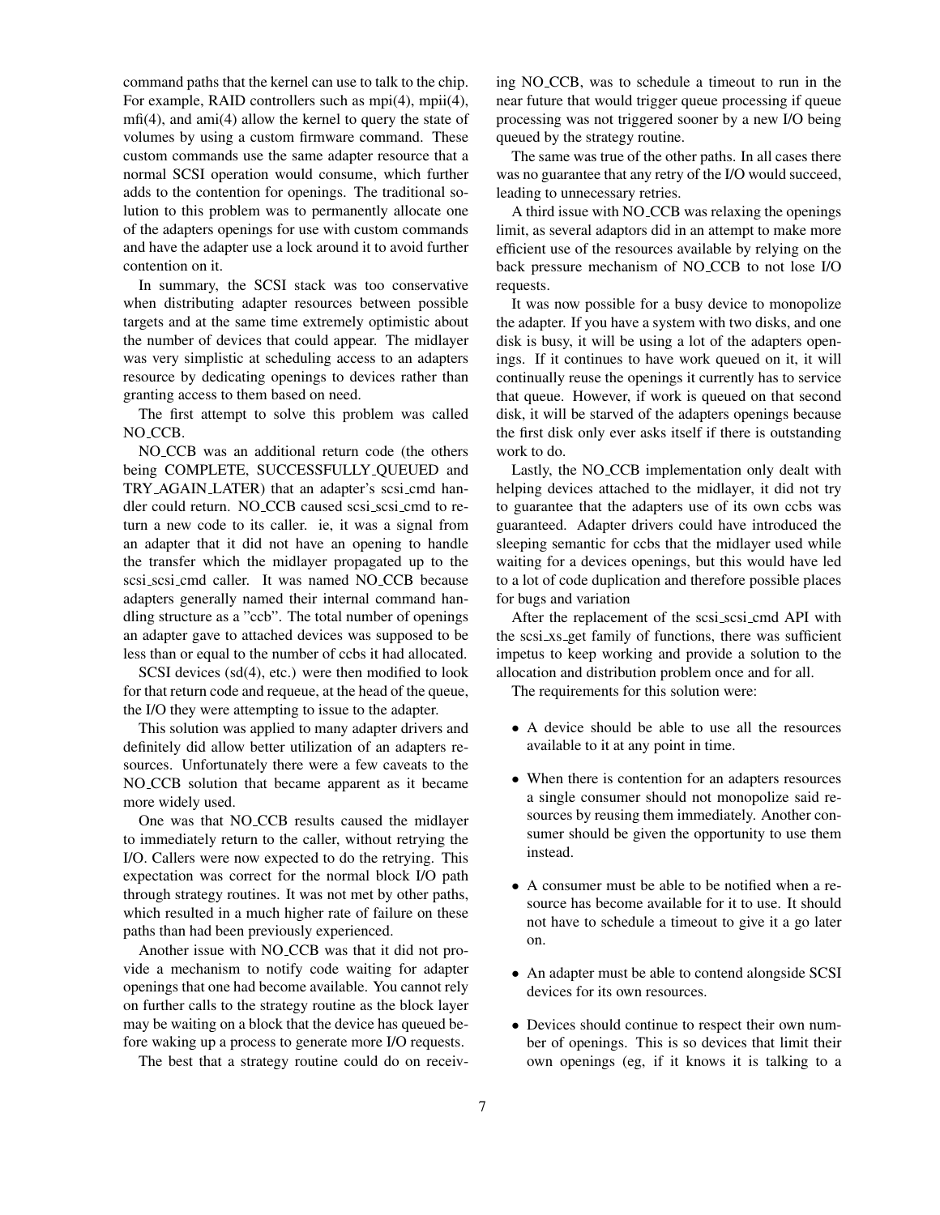command paths that the kernel can use to talk to the chip. For example, RAID controllers such as mpi(4), mpii(4), mfi(4), and ami(4) allow the kernel to query the state of volumes by using a custom firmware command. These custom commands use the same adapter resource that a normal SCSI operation would consume, which further adds to the contention for openings. The traditional solution to this problem was to permanently allocate one of the adapters openings for use with custom commands and have the adapter use a lock around it to avoid further contention on it.

In summary, the SCSI stack was too conservative when distributing adapter resources between possible targets and at the same time extremely optimistic about the number of devices that could appear. The midlayer was very simplistic at scheduling access to an adapters resource by dedicating openings to devices rather than granting access to them based on need.

The first attempt to solve this problem was called NO_CCB.

NO_CCB was an additional return code (the others being COMPLETE, SUCCESSFULLY_QUEUED and TRY_AGAIN_LATER) that an adapter's scsi_cmd handler could return. NO_CCB caused scsi_scsi_cmd to return a new code to its caller. ie, it was a signal from an adapter that it did not have an opening to handle the transfer which the midlayer propagated up to the scsi_scsi_cmd caller. It was named NO_CCB because adapters generally named their internal command handling structure as a "ccb". The total number of openings an adapter gave to attached devices was supposed to be less than or equal to the number of ccbs it had allocated.

SCSI devices (sd(4), etc.) were then modified to look for that return code and requeue, at the head of the queue, the I/O they were attempting to issue to the adapter.

This solution was applied to many adapter drivers and definitely did allow better utilization of an adapters resources. Unfortunately there were a few caveats to the NO_CCB solution that became apparent as it became more widely used.

One was that NO_CCB results caused the midlayer to immediately return to the caller, without retrying the I/O. Callers were now expected to do the retrying. This expectation was correct for the normal block I/O path through strategy routines. It was not met by other paths, which resulted in a much higher rate of failure on these paths than had been previously experienced.

Another issue with NO_CCB was that it did not provide a mechanism to notify code waiting for adapter openings that one had become available. You cannot rely on further calls to the strategy routine as the block layer may be waiting on a block that the device has queued before waking up a process to generate more I/O requests.

The best that a strategy routine could do on receiving NO_CCB, was to schedule a timeout to run in the near future that would trigger queue processing if queue processing was not triggered sooner by a new I/O being queued by the strategy routine.

The same was true of the other paths. In all cases there was no guarantee that any retry of the I/O would succeed, leading to unnecessary retries.

A third issue with NO_CCB was relaxing the openings limit, as several adaptors did in an attempt to make more efficient use of the resources available by relying on the back pressure mechanism of NO_CCB to not lose I/O requests.

It was now possible for a busy device to monopolize the adapter. If you have a system with two disks, and one disk is busy, it will be using a lot of the adapters openings. If it continues to have work queued on it, it will continually reuse the openings it currently has to service that queue. However, if work is queued on that second disk, it will be starved of the adapters openings because the first disk only ever asks itself if there is outstanding work to do.

Lastly, the NO_CCB implementation only dealt with helping devices attached to the midlayer, it did not try to guarantee that the adapters use of its own ccbs was guaranteed. Adapter drivers could have introduced the sleeping semantic for ccbs that the midlayer used while waiting for a devices openings, but this would have led to a lot of code duplication and therefore possible places for bugs and variation

After the replacement of the scsi_scsi_cmd API with the scsi_xs_get family of functions, there was sufficient impetus to keep working and provide a solution to the allocation and distribution problem once and for all.

The requirements for this solution were:

- A device should be able to use all the resources available to it at any point in time.
- When there is contention for an adapters resources a single consumer should not monopolize said resources by reusing them immediately. Another consumer should be given the opportunity to use them instead.
- A consumer must be able to be notified when a resource has become available for it to use. It should not have to schedule a timeout to give it a go later on.
- An adapter must be able to contend alongside SCSI devices for its own resources.
- Devices should continue to respect their own number of openings. This is so devices that limit their own openings (eg, if it knows it is talking to a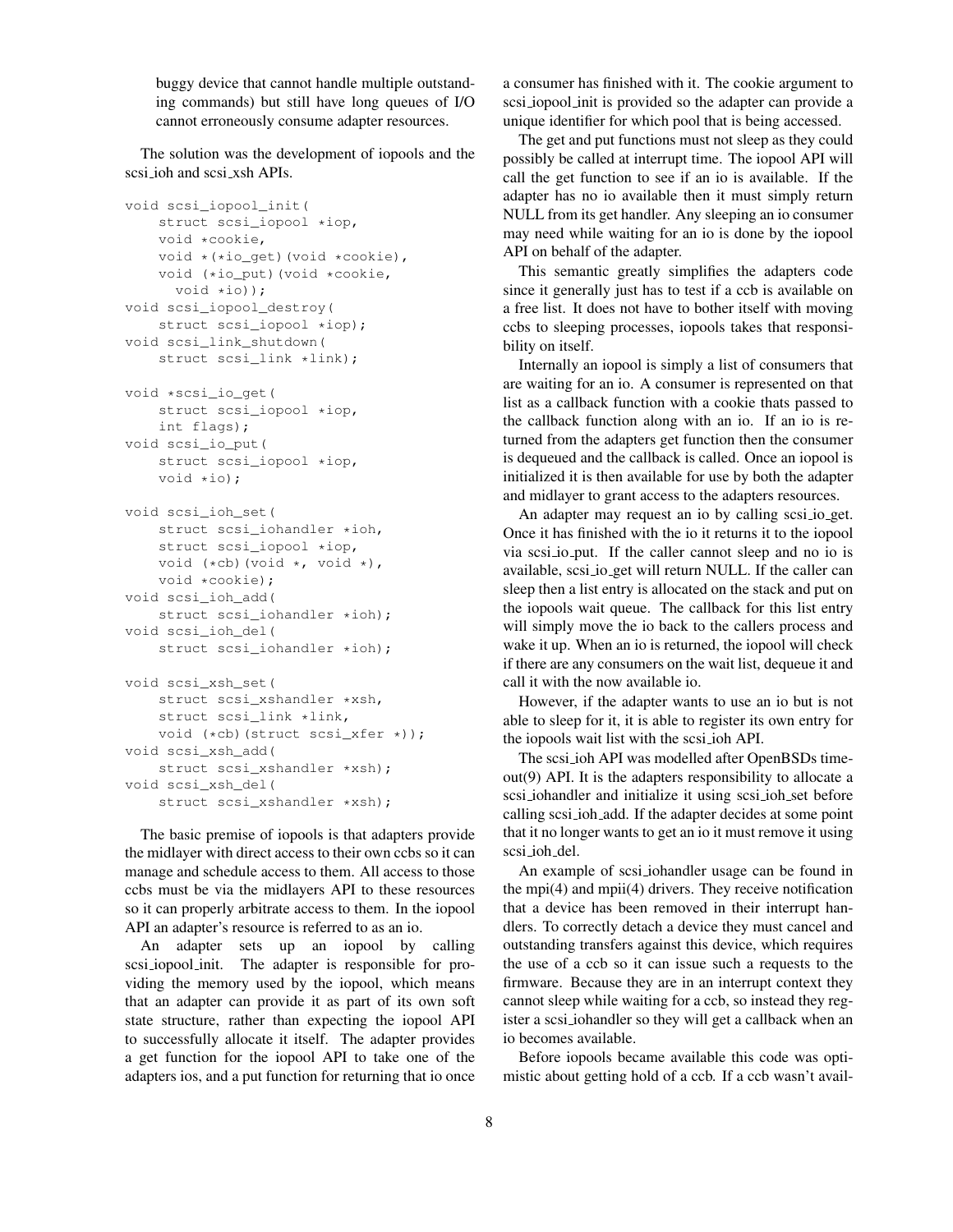buggy device that cannot handle multiple outstanding commands) but still have long queues of I/O cannot erroneously consume adapter resources.

The solution was the development of iopools and the scsi_ioh and scsi_xsh APIs.

```
void scsi_iopool_init(
    struct scsi_iopool *iop,
    void *cookie,
    void *(*io_get)(void *cookie),
    void (*io_put)(void *cookie,
      void *io));
void scsi_iopool_destroy(
    struct scsi_iopool *iop);
void scsi_link_shutdown(
    struct scsi_link *link);

void *scsi_io_get(
    struct scsi_iopool *iop,
    int flags);
void scsi_io_put(
    struct scsi_iopool *iop,
    void *io);

void scsi_ioh_set(
    struct scsi_iohandler *ioh,
    struct scsi_iopool *iop,
    void (*cb)(void *, void *),
    void *cookie);
void scsi_ioh_add(
    struct scsi_iohandler *ioh);
void scsi_ioh_del(
    struct scsi_iohandler *ioh);

void scsi_xsh_set(
    struct scsi_xshandler *xsh,
    struct scsi_link *link,
    void (*cb)(struct scsi_xfer *));
void scsi_xsh_add(
    struct scsi_xshandler *xsh);
void scsi_xsh_del(
    struct scsi_xshandler *xsh);
```

The basic premise of iopools is that adapters provide the midlayer with direct access to their own ccbs so it can manage and schedule access to them. All access to those ccbs must be via the midlayers API to these resources so it can properly arbitrate access to them. In the iopool API an adapter's resource is referred to as an io.

An adapter sets up an iopool by calling scsi_iopool_init. The adapter is responsible for providing the memory used by the iopool, which means that an adapter can provide it as part of its own soft state structure, rather than expecting the iopool API to successfully allocate it itself. The adapter provides a get function for the iopool API to take one of the adapters ios, and a put function for returning that io once a consumer has finished with it. The cookie argument to scsi_iopool_init is provided so the adapter can provide a unique identifier for which pool that is being accessed.

The get and put functions must not sleep as they could possibly be called at interrupt time. The iopool API will call the get function to see if an io is available. If the adapter has no io available then it must simply return NULL from its get handler. Any sleeping an io consumer may need while waiting for an io is done by the iopool API on behalf of the adapter.

This semantic greatly simplifies the adapters code since it generally just has to test if a ccb is available on a free list. It does not have to bother itself with moving ccbs to sleeping processes, iopools takes that responsibility on itself.

Internally an iopool is simply a list of consumers that are waiting for an io. A consumer is represented on that list as a callback function with a cookie thats passed to the callback function along with an io. If an io is returned from the adapters get function then the consumer is dequeued and the callback is called. Once an iopool is initialized it is then available for use by both the adapter and midlayer to grant access to the adapters resources.

An adapter may request an io by calling scsi_io_get. Once it has finished with the io it returns it to the iopool via scsi_io_put. If the caller cannot sleep and no io is available, scsi_io_get will return NULL. If the caller can sleep then a list entry is allocated on the stack and put on the iopools wait queue. The callback for this list entry will simply move the io back to the callers process and wake it up. When an io is returned, the iopool will check if there are any consumers on the wait list, dequeue it and call it with the now available io.

However, if the adapter wants to use an io but is not able to sleep for it, it is able to register its own entry for the iopools wait list with the scsi_ioh API.

The scsi_ioh API was modelled after OpenBSDs timeout(9) API. It is the adapters responsibility to allocate a scsi_iohandler and initialize it using scsi_ioh_set before calling scsi_ioh_add. If the adapter decides at some point that it no longer wants to get an io it must remove it using scsi_ioh_del.

An example of scsi_iohandler usage can be found in the mpi(4) and mpii(4) drivers. They receive notification that a device has been removed in their interrupt handlers. To correctly detach a device they must cancel and outstanding transfers against this device, which requires the use of a ccb so it can issue such a requests to the firmware. Because they are in an interrupt context they cannot sleep while waiting for a ccb, so instead they register a scsi_iohandler so they will get a callback when an io becomes available.

Before iopools became available this code was optimistic about getting hold of a ccb. If a ccb wasn't avail-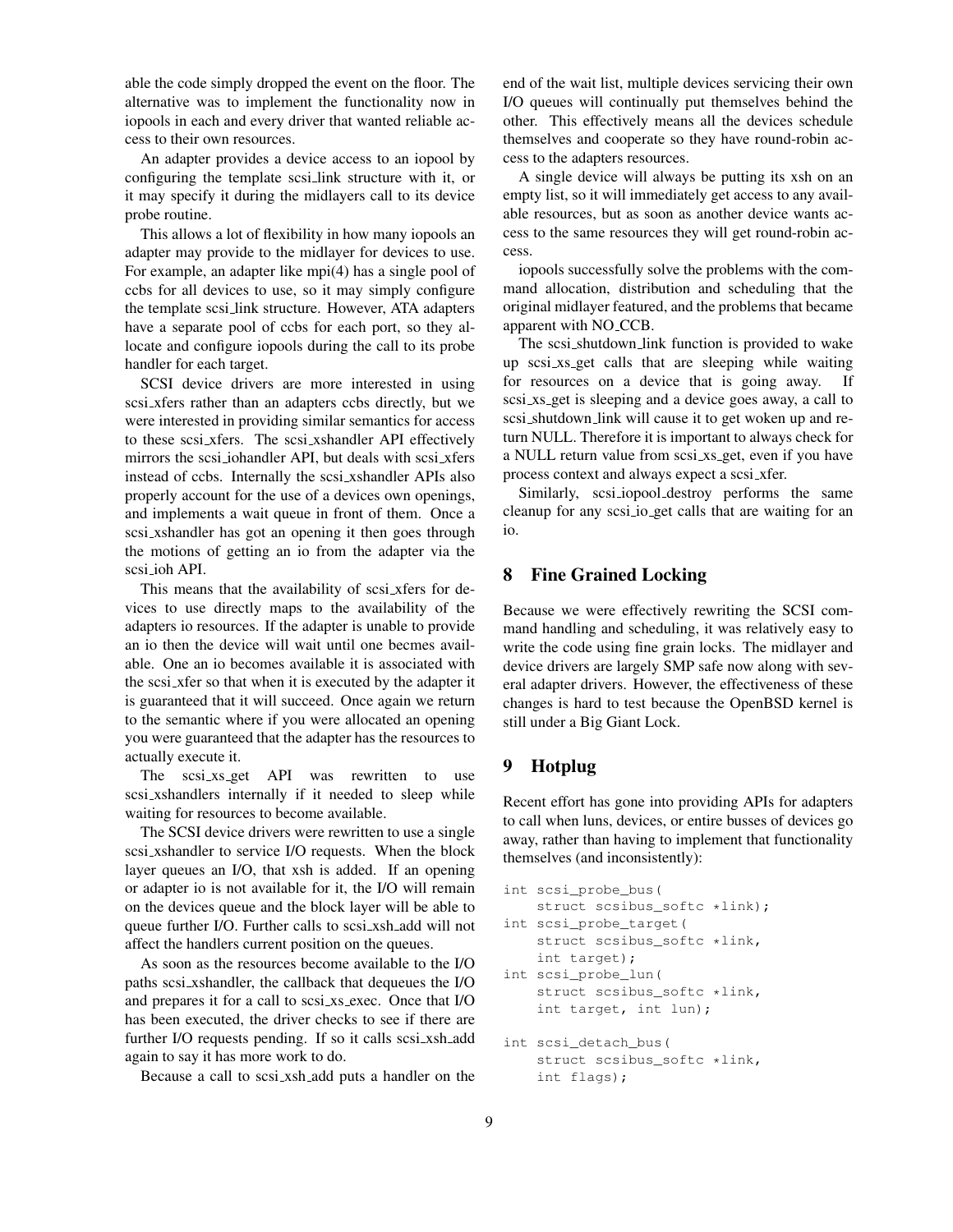able the code simply dropped the event on the floor. The alternative was to implement the functionality now in iopools in each and every driver that wanted reliable access to their own resources.

An adapter provides a device access to an iopool by configuring the template scsi_link structure with it, or it may specify it during the midlayers call to its device probe routine.

This allows a lot of flexibility in how many iopools an adapter may provide to the midlayer for devices to use. For example, an adapter like mpi(4) has a single pool of ccbs for all devices to use, so it may simply configure the template scsi_link structure. However, ATA adapters have a separate pool of ccbs for each port, so they allocate and configure iopools during the call to its probe handler for each target.

SCSI device drivers are more interested in using scsi_xfers rather than an adapters ccbs directly, but we were interested in providing similar semantics for access to these scsi_xfers. The scsi_xshandler API effectively mirrors the scsi_iohandler API, but deals with scsi_xfers instead of ccbs. Internally the scsi_xshandler APIs also properly account for the use of a devices own openings, and implements a wait queue in front of them. Once a scsi_xshandler has got an opening it then goes through the motions of getting an io from the adapter via the scsi_ioh API.

This means that the availability of scsi_xfers for devices to use directly maps to the availability of the adapters io resources. If the adapter is unable to provide an io then the device will wait until one becmes available. One an io becomes available it is associated with the scsi_xfer so that when it is executed by the adapter it is guaranteed that it will succeed. Once again we return to the semantic where if you were allocated an opening you were guaranteed that the adapter has the resources to actually execute it.

The scsi_xs_get API was rewritten to use scsi_xshandlers internally if it needed to sleep while waiting for resources to become available.

The SCSI device drivers were rewritten to use a single scsi_xshandler to service I/O requests. When the block layer queues an I/O, that xsh is added. If an opening or adapter io is not available for it, the I/O will remain on the devices queue and the block layer will be able to queue further I/O. Further calls to scsi_xsh_add will not affect the handlers current position on the queues.

As soon as the resources become available to the I/O paths scsi_xshandler, the callback that dequeues the I/O and prepares it for a call to scsi_xs_exec. Once that I/O has been executed, the driver checks to see if there are further I/O requests pending. If so it calls scsi_xsh_add again to say it has more work to do.

Because a call to scsi_xsh_add puts a handler on the end of the wait list, multiple devices servicing their own I/O queues will continually put themselves behind the other. This effectively means all the devices schedule themselves and cooperate so they have round-robin access to the adapters resources.

A single device will always be putting its xsh on an empty list, so it will immediately get access to any available resources, but as soon as another device wants access to the same resources they will get round-robin access.

iopools successfully solve the problems with the command allocation, distribution and scheduling that the original midlayer featured, and the problems that became apparent with NO_CCB.

The scsi_shutdown_link function is provided to wake up scsi_xs_get calls that are sleeping while waiting for resources on a device that is going away. If scsi_xs_get is sleeping and a device goes away, a call to scsi_shutdown_link will cause it to get woken up and return NULL. Therefore it is important to always check for a NULL return value from scsi_xs_get, even if you have process context and always expect a scsi_xfer.

Similarly, scsi_iopool_destroy performs the same cleanup for any scsi_io_get calls that are waiting for an io.

## 8 Fine Grained Locking

Because we were effectively rewriting the SCSI command handling and scheduling, it was relatively easy to write the code using fine grain locks. The midlayer and device drivers are largely SMP safe now along with several adapter drivers. However, the effectiveness of these changes is hard to test because the OpenBSD kernel is still under a Big Giant Lock.

## 9 Hotplug

Recent effort has gone into providing APIs for adapters to call when luns, devices, or entire busses of devices go away, rather than having to implement that functionality themselves (and inconsistently):

```
int scsi_probe_bus(
    struct scsibus_softc *link);
int scsi_probe_target(
    struct scsibus_softc *link,
    int target);
int scsi_probe_lun(
    struct scsibus_softc *link,
    int target, int lun);

int scsi_detach_bus(
    struct scsibus_softc *link,
    int flags);
```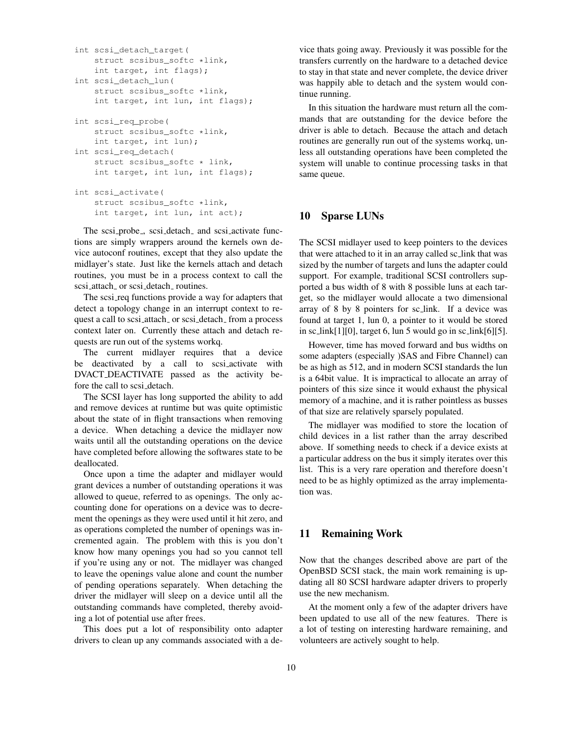```
int scsi_detach_target(
    struct scsibus_softc *link,
    int target, int flags);
int scsi_detach_lun(
    struct scsibus_softc *link,
    int target, int lun, int flags);

int scsi_req_probe(
    struct scsibus_softc *link,
    int target, int lun);
int scsi_req_detach(
    struct scsibus_softc * link,
    int target, int lun, int flags);

int scsi_activate(
    struct scsibus_softc *link,
    int target, int lun, int act);
```

The scsi_probe_, scsi_detach_ and scsi_activate functions are simply wrappers around the kernels own device autoconf routines, except that they also update the midlayer's state. Just like the kernels attach and detach routines, you must be in a process context to call the scsi_attach_ or scsi_detach_ routines.

The scsi_req functions provide a way for adapters that detect a topology change in an interrupt context to request a call to scsi_attach_ or scsi_detach_ from a process context later on. Currently these attach and detach requests are run out of the systems workq.

The current midlayer requires that a device be deactivated by a call to scsi_activate with DVACT_DEACTIVATE passed as the activity before the call to scsi_detach.

The SCSI layer has long supported the ability to add and remove devices at runtime but was quite optimistic about the state of in flight transactions when removing a device. When detaching a device the midlayer now waits until all the outstanding operations on the device have completed before allowing the softwares state to be deallocated.

Once upon a time the adapter and midlayer would grant devices a number of outstanding operations it was allowed to queue, referred to as openings. The only accounting done for operations on a device was to decrement the openings as they were used until it hit zero, and as operations completed the number of openings was incremented again. The problem with this is you don't know how many openings you had so you cannot tell if you're using any or not. The midlayer was changed to leave the openings value alone and count the number of pending operations separately. When detaching the driver the midlayer will sleep on a device until all the outstanding commands have completed, thereby avoiding a lot of potential use after frees.

This does put a lot of responsibility onto adapter drivers to clean up any commands associated with a device thats going away. Previously it was possible for the transfers currently on the hardware to a detached device to stay in that state and never complete, the device driver was happily able to detach and the system would continue running.

In this situation the hardware must return all the commands that are outstanding for the device before the driver is able to detach. Because the attach and detach routines are generally run out of the systems workq, unless all outstanding operations have been completed the system will unable to continue processing tasks in that same queue.

## 10 Sparse LUNs

The SCSI midlayer used to keep pointers to the devices that were attached to it in an array called sc_link that was sized by the number of targets and luns the adapter could support. For example, traditional SCSI controllers supported a bus width of 8 with 8 possible luns at each target, so the midlayer would allocate a two dimensional array of 8 by 8 pointers for sc_link. If a device was found at target 1, lun 0, a pointer to it would be stored in sc_link[1][0], target 6, lun 5 would go in sc_link[6][5].

However, time has moved forward and bus widths on some adapters (especially )SAS and Fibre Channel) can be as high as 512, and in modern SCSI standards the lun is a 64bit value. It is impractical to allocate an array of pointers of this size since it would exhaust the physical memory of a machine, and it is rather pointless as busses of that size are relatively sparsely populated.

The midlayer was modified to store the location of child devices in a list rather than the array described above. If something needs to check if a device exists at a particular address on the bus it simply iterates over this list. This is a very rare operation and therefore doesn't need to be as highly optimized as the array implementation was.

## 11 Remaining Work

Now that the changes described above are part of the OpenBSD SCSI stack, the main work remaining is updating all 80 SCSI hardware adapter drivers to properly use the new mechanism.

At the moment only a few of the adapter drivers have been updated to use all of the new features. There is a lot of testing on interesting hardware remaining, and volunteers are actively sought to help.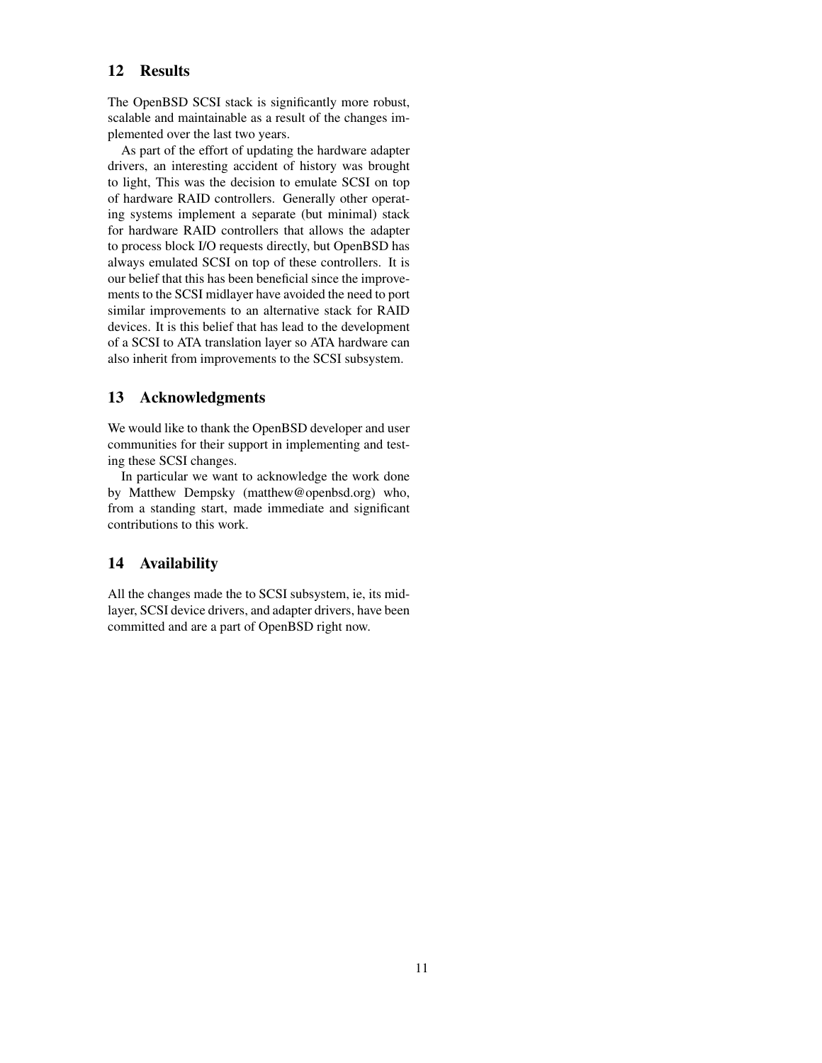## 12 Results

The OpenBSD SCSI stack is significantly more robust, scalable and maintainable as a result of the changes implemented over the last two years.

As part of the effort of updating the hardware adapter drivers, an interesting accident of history was brought to light, This was the decision to emulate SCSI on top of hardware RAID controllers. Generally other operating systems implement a separate (but minimal) stack for hardware RAID controllers that allows the adapter to process block I/O requests directly, but OpenBSD has always emulated SCSI on top of these controllers. It is our belief that this has been beneficial since the improvements to the SCSI midlayer have avoided the need to port similar improvements to an alternative stack for RAID devices. It is this belief that has lead to the development of a SCSI to ATA translation layer so ATA hardware can also inherit from improvements to the SCSI subsystem.

## 13 Acknowledgments

We would like to thank the OpenBSD developer and user communities for their support in implementing and testing these SCSI changes.

In particular we want to acknowledge the work done by Matthew Dempsky (matthew@openbsd.org) who, from a standing start, made immediate and significant contributions to this work.

## 14 Availability

All the changes made the to SCSI subsystem, ie, its midlayer, SCSI device drivers, and adapter drivers, have been committed and are a part of OpenBSD right now.